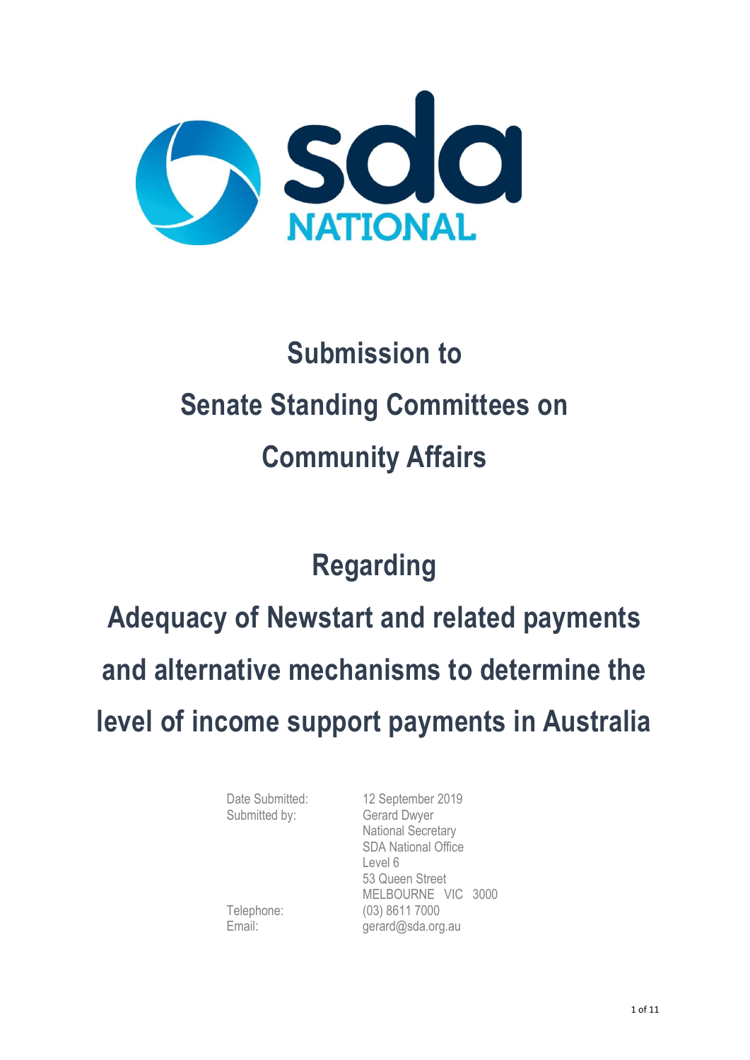# Submission to Senate Standing Committees on Community Affairs

## Regarding

## Adequacy of Newstart and related payments and alternative mechanisms to determine the level of income support payments in Australia

| | |
|---|---|
| Date Submitted: | 12 September 2019 |
| Submitted by: | Gerard Dwyer<br>National Secretary<br>SDA National Office<br>Level 6<br>53 Queen Street<br>MELBOURNE VIC 3000 |
| Telephone: | (03) 8611 7000 |
| Email: | gerard@sda.org.au |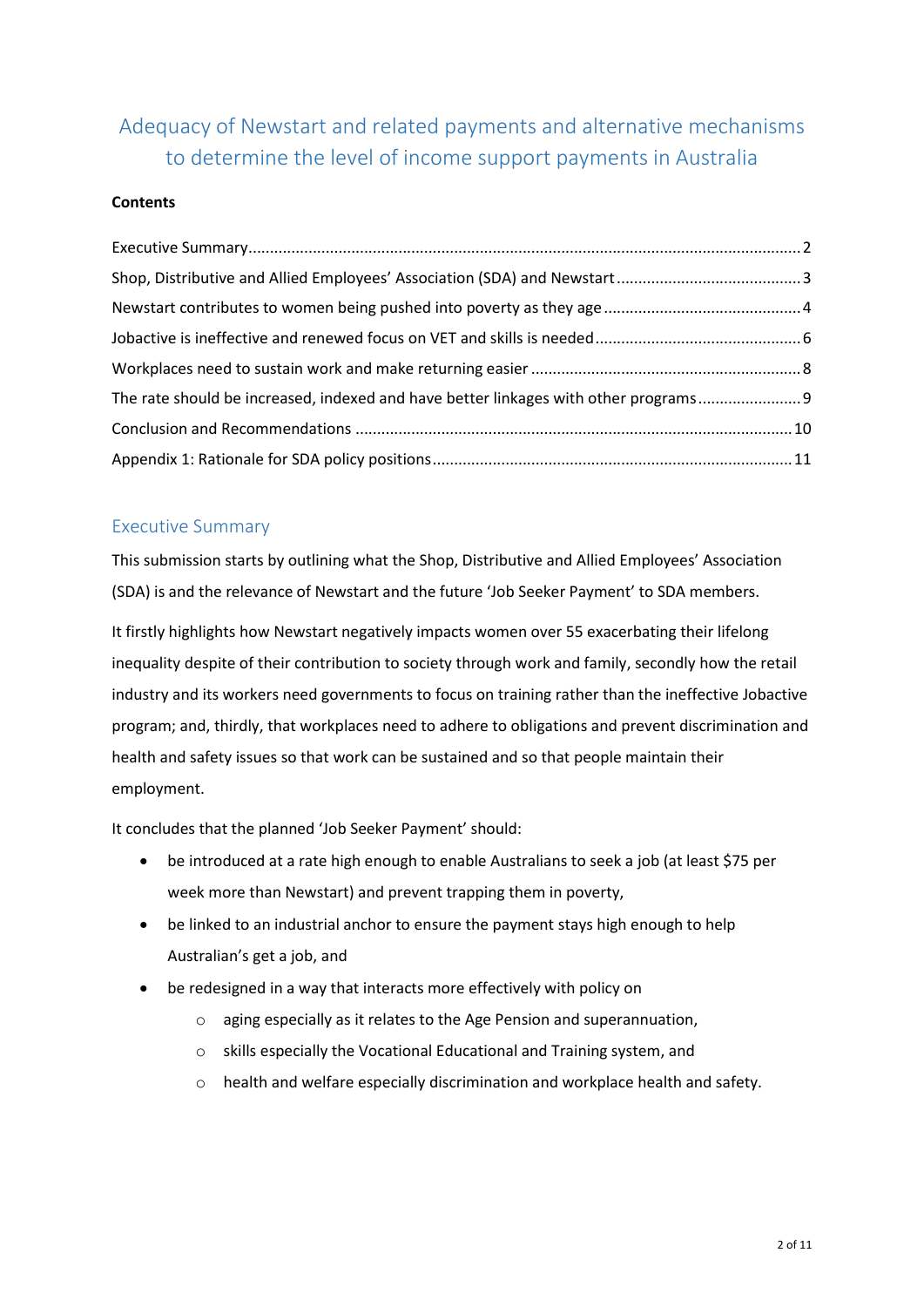# Adequacy of Newstart and related payments and alternative mechanisms to determine the level of income support payments in Australia

**Contents**

Executive Summary ........ 2
Shop, Distributive and Allied Employees' Association (SDA) and Newstart ........ 3
Newstart contributes to women being pushed into poverty as they age ........ 4
Jobactive is ineffective and renewed focus on VET and skills is needed ........ 6
Workplaces need to sustain work and make returning easier ........ 8
The rate should be increased, indexed and have better linkages with other programs ........ 9
Conclusion and Recommendations ........ 10
Appendix 1: Rationale for SDA policy positions ........ 11

## Executive Summary

This submission starts by outlining what the Shop, Distributive and Allied Employees' Association (SDA) is and the relevance of Newstart and the future 'Job Seeker Payment' to SDA members.

It firstly highlights how Newstart negatively impacts women over 55 exacerbating their lifelong inequality despite of their contribution to society through work and family, secondly how the retail industry and its workers need governments to focus on training rather than the ineffective Jobactive program; and, thirdly, that workplaces need to adhere to obligations and prevent discrimination and health and safety issues so that work can be sustained and so that people maintain their employment.

It concludes that the planned 'Job Seeker Payment' should:

- be introduced at a rate high enough to enable Australians to seek a job (at least $75 per week more than Newstart) and prevent trapping them in poverty,
- be linked to an industrial anchor to ensure the payment stays high enough to help Australian's get a job, and
- be redesigned in a way that interacts more effectively with policy on
  - aging especially as it relates to the Age Pension and superannuation,
  - skills especially the Vocational Educational and Training system, and
  - health and welfare especially discrimination and workplace health and safety.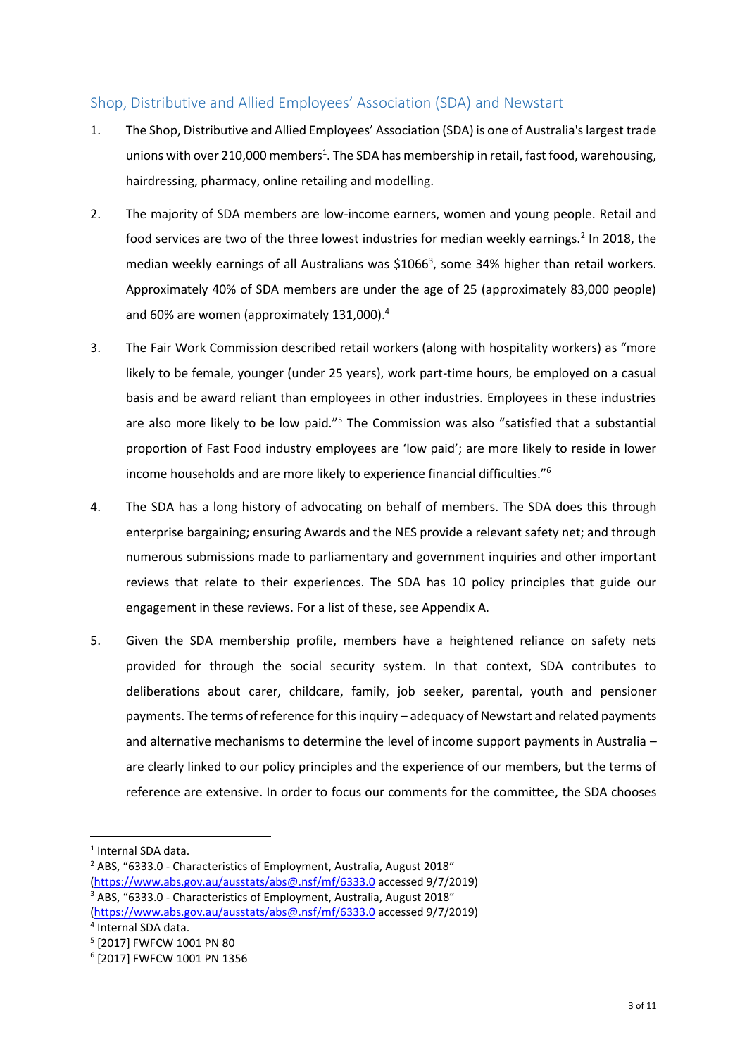## Shop, Distributive and Allied Employees' Association (SDA) and Newstart

1. The Shop, Distributive and Allied Employees' Association (SDA) is one of Australia's largest trade unions with over 210,000 members[1]. The SDA has membership in retail, fast food, warehousing, hairdressing, pharmacy, online retailing and modelling.

2. The majority of SDA members are low-income earners, women and young people. Retail and food services are two of the three lowest industries for median weekly earnings.[2] In 2018, the median weekly earnings of all Australians was $1066[3], some 34% higher than retail workers. Approximately 40% of SDA members are under the age of 25 (approximately 83,000 people) and 60% are women (approximately 131,000).[4]

3. The Fair Work Commission described retail workers (along with hospitality workers) as "more likely to be female, younger (under 25 years), work part-time hours, be employed on a casual basis and be award reliant than employees in other industries. Employees in these industries are also more likely to be low paid."[5] The Commission was also "satisfied that a substantial proportion of Fast Food industry employees are 'low paid'; are more likely to reside in lower income households and are more likely to experience financial difficulties."[6]

4. The SDA has a long history of advocating on behalf of members. The SDA does this through enterprise bargaining; ensuring Awards and the NES provide a relevant safety net; and through numerous submissions made to parliamentary and government inquiries and other important reviews that relate to their experiences. The SDA has 10 policy principles that guide our engagement in these reviews. For a list of these, see Appendix A.

5. Given the SDA membership profile, members have a heightened reliance on safety nets provided for through the social security system. In that context, SDA contributes to deliberations about carer, childcare, family, job seeker, parental, youth and pensioner payments. The terms of reference for this inquiry – adequacy of Newstart and related payments and alternative mechanisms to determine the level of income support payments in Australia – are clearly linked to our policy principles and the experience of our members, but the terms of reference are extensive. In order to focus our comments for the committee, the SDA chooses

---

[1] Internal SDA data.

[2] ABS, "6333.0 - Characteristics of Employment, Australia, August 2018" (https://www.abs.gov.au/ausstats/abs@.nsf/mf/6333.0 accessed 9/7/2019)

[3] ABS, "6333.0 - Characteristics of Employment, Australia, August 2018" (https://www.abs.gov.au/ausstats/abs@.nsf/mf/6333.0 accessed 9/7/2019)

[4] Internal SDA data.

[5] [2017] FWFCW 1001 PN 80

[6] [2017] FWFCW 1001 PN 1356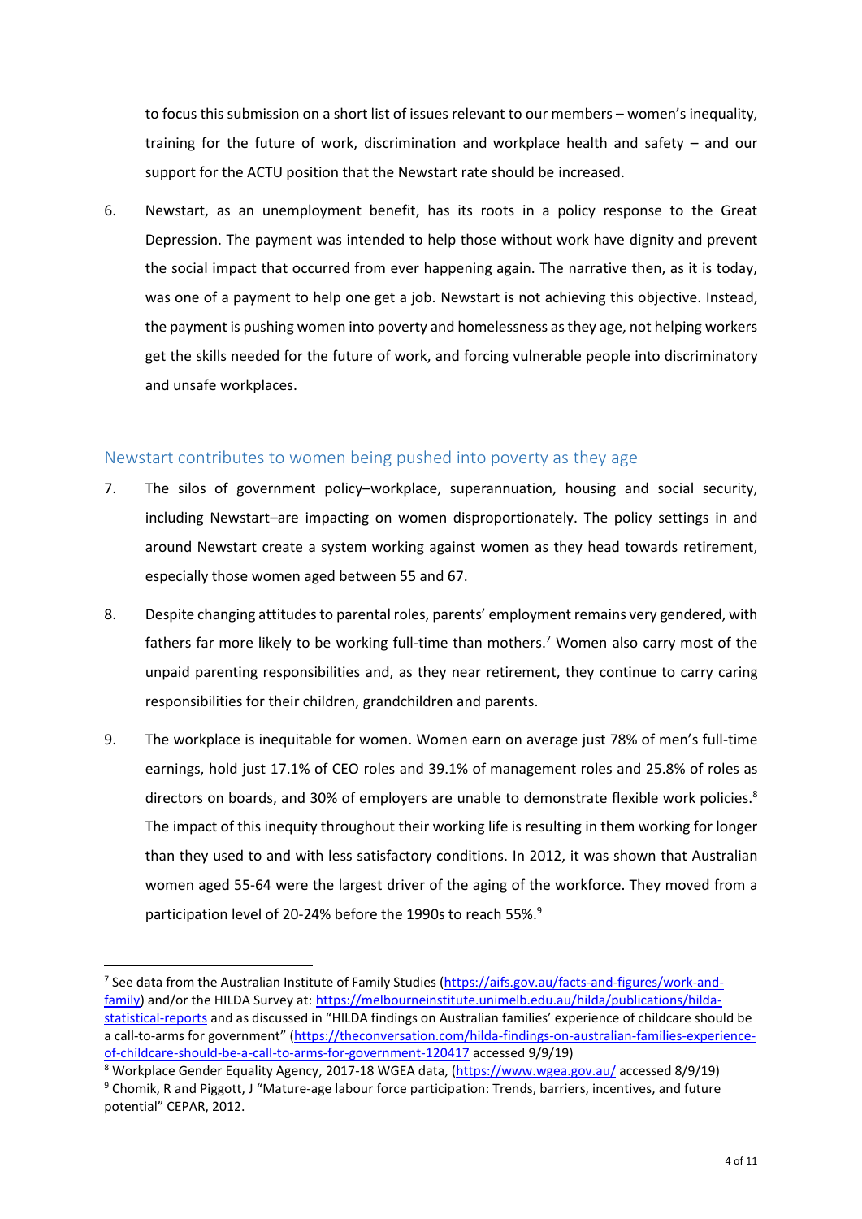to focus this submission on a short list of issues relevant to our members – women's inequality, training for the future of work, discrimination and workplace health and safety – and our support for the ACTU position that the Newstart rate should be increased.

6. Newstart, as an unemployment benefit, has its roots in a policy response to the Great Depression. The payment was intended to help those without work have dignity and prevent the social impact that occurred from ever happening again. The narrative then, as it is today, was one of a payment to help one get a job. Newstart is not achieving this objective. Instead, the payment is pushing women into poverty and homelessness as they age, not helping workers get the skills needed for the future of work, and forcing vulnerable people into discriminatory and unsafe workplaces.

## Newstart contributes to women being pushed into poverty as they age

7. The silos of government policy–workplace, superannuation, housing and social security, including Newstart–are impacting on women disproportionately. The policy settings in and around Newstart create a system working against women as they head towards retirement, especially those women aged between 55 and 67.

8. Despite changing attitudes to parental roles, parents' employment remains very gendered, with fathers far more likely to be working full-time than mothers.[7] Women also carry most of the unpaid parenting responsibilities and, as they near retirement, they continue to carry caring responsibilities for their children, grandchildren and parents.

9. The workplace is inequitable for women. Women earn on average just 78% of men's full-time earnings, hold just 17.1% of CEO roles and 39.1% of management roles and 25.8% of roles as directors on boards, and 30% of employers are unable to demonstrate flexible work policies.[8] The impact of this inequity throughout their working life is resulting in them working for longer than they used to and with less satisfactory conditions. In 2012, it was shown that Australian women aged 55-64 were the largest driver of the aging of the workforce. They moved from a participation level of 20-24% before the 1990s to reach 55%.[9]

---

[7] See data from the Australian Institute of Family Studies (https://aifs.gov.au/facts-and-figures/work-and-family) and/or the HILDA Survey at: https://melbourneinstitute.unimelb.edu.au/hilda/publications/hilda-statistical-reports and as discussed in "HILDA findings on Australian families' experience of childcare should be a call-to-arms for government" (https://theconversation.com/hilda-findings-on-australian-families-experience-of-childcare-should-be-a-call-to-arms-for-government-120417 accessed 9/9/19)

[8] Workplace Gender Equality Agency, 2017-18 WGEA data, (https://www.wgea.gov.au/ accessed 8/9/19)

[9] Chomik, R and Piggott, J "Mature-age labour force participation: Trends, barriers, incentives, and future potential" CEPAR, 2012.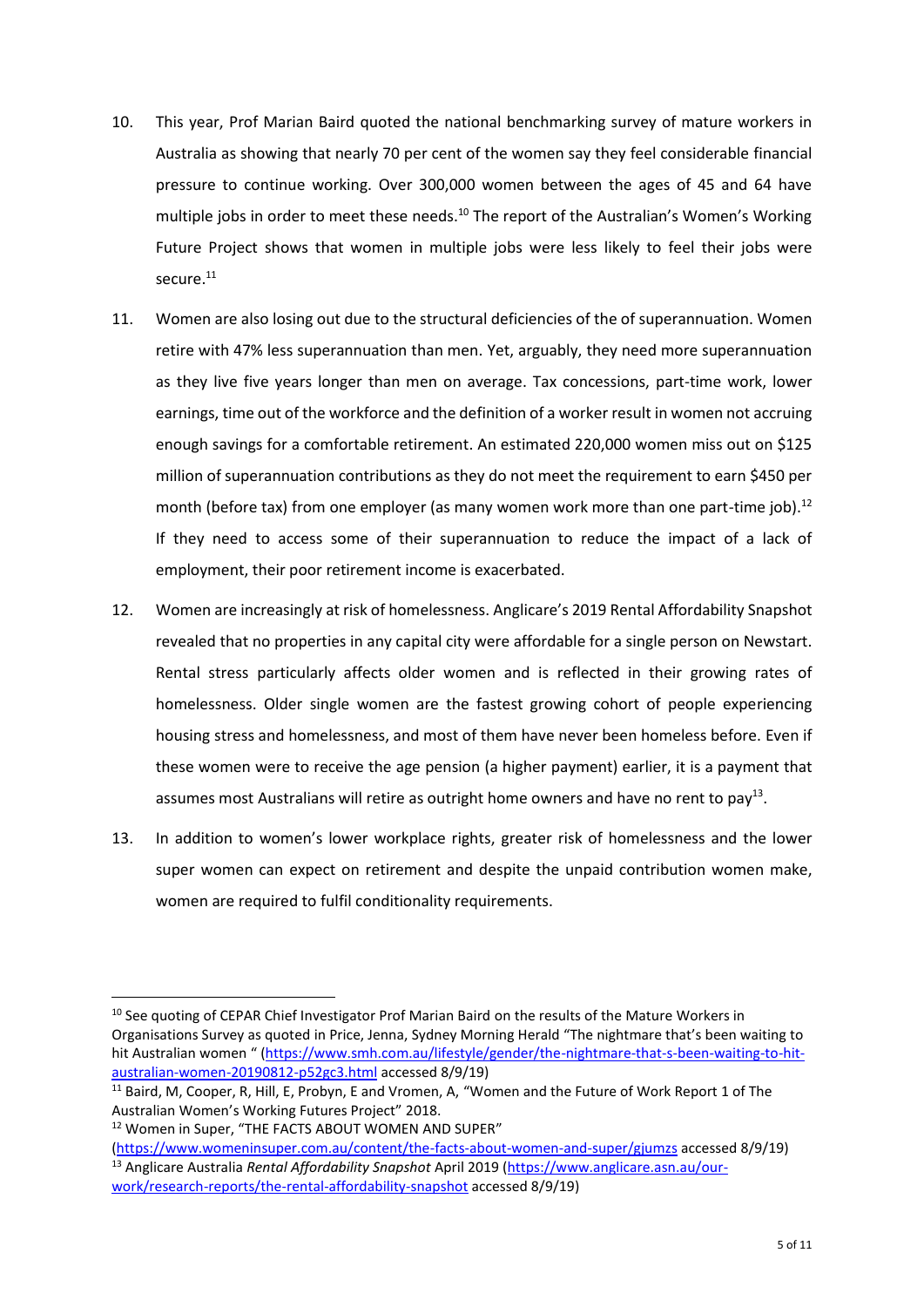10. This year, Prof Marian Baird quoted the national benchmarking survey of mature workers in Australia as showing that nearly 70 per cent of the women say they feel considerable financial pressure to continue working. Over 300,000 women between the ages of 45 and 64 have multiple jobs in order to meet these needs.[10] The report of the Australian's Women's Working Future Project shows that women in multiple jobs were less likely to feel their jobs were secure.[11]

11. Women are also losing out due to the structural deficiencies of the of superannuation. Women retire with 47% less superannuation than men. Yet, arguably, they need more superannuation as they live five years longer than men on average. Tax concessions, part-time work, lower earnings, time out of the workforce and the definition of a worker result in women not accruing enough savings for a comfortable retirement. An estimated 220,000 women miss out on $125 million of superannuation contributions as they do not meet the requirement to earn $450 per month (before tax) from one employer (as many women work more than one part-time job).[12] If they need to access some of their superannuation to reduce the impact of a lack of employment, their poor retirement income is exacerbated.

12. Women are increasingly at risk of homelessness. Anglicare's 2019 Rental Affordability Snapshot revealed that no properties in any capital city were affordable for a single person on Newstart. Rental stress particularly affects older women and is reflected in their growing rates of homelessness. Older single women are the fastest growing cohort of people experiencing housing stress and homelessness, and most of them have never been homeless before. Even if these women were to receive the age pension (a higher payment) earlier, it is a payment that assumes most Australians will retire as outright home owners and have no rent to pay[13].

13. In addition to women's lower workplace rights, greater risk of homelessness and the lower super women can expect on retirement and despite the unpaid contribution women make, women are required to fulfil conditionality requirements.

---

[10] See quoting of CEPAR Chief Investigator Prof Marian Baird on the results of the Mature Workers in Organisations Survey as quoted in Price, Jenna, Sydney Morning Herald "The nightmare that's been waiting to hit Australian women " (https://www.smh.com.au/lifestyle/gender/the-nightmare-that-s-been-waiting-to-hit-australian-women-20190812-p52gc3.html accessed 8/9/19)

[11] Baird, M, Cooper, R, Hill, E, Probyn, E and Vromen, A, "Women and the Future of Work Report 1 of The Australian Women's Working Futures Project" 2018.

[12] Women in Super, "THE FACTS ABOUT WOMEN AND SUPER" (https://www.womeninsuper.com.au/content/the-facts-about-women-and-super/gjumzs accessed 8/9/19)

[13] Anglicare Australia *Rental Affordability Snapshot* April 2019 (https://www.anglicare.asn.au/our-work/research-reports/the-rental-affordability-snapshot accessed 8/9/19)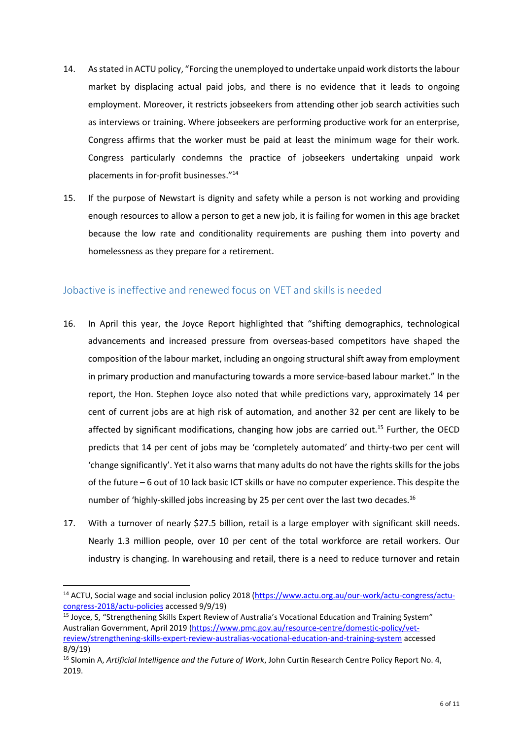14. As stated in ACTU policy, "Forcing the unemployed to undertake unpaid work distorts the labour market by displacing actual paid jobs, and there is no evidence that it leads to ongoing employment. Moreover, it restricts jobseekers from attending other job search activities such as interviews or training. Where jobseekers are performing productive work for an enterprise, Congress affirms that the worker must be paid at least the minimum wage for their work. Congress particularly condemns the practice of jobseekers undertaking unpaid work placements in for-profit businesses."[14]

15. If the purpose of Newstart is dignity and safety while a person is not working and providing enough resources to allow a person to get a new job, it is failing for women in this age bracket because the low rate and conditionality requirements are pushing them into poverty and homelessness as they prepare for a retirement.

## Jobactive is ineffective and renewed focus on VET and skills is needed

16. In April this year, the Joyce Report highlighted that "shifting demographics, technological advancements and increased pressure from overseas-based competitors have shaped the composition of the labour market, including an ongoing structural shift away from employment in primary production and manufacturing towards a more service-based labour market." In the report, the Hon. Stephen Joyce also noted that while predictions vary, approximately 14 per cent of current jobs are at high risk of automation, and another 32 per cent are likely to be affected by significant modifications, changing how jobs are carried out.[15] Further, the OECD predicts that 14 per cent of jobs may be 'completely automated' and thirty-two per cent will 'change significantly'. Yet it also warns that many adults do not have the rights skills for the jobs of the future – 6 out of 10 lack basic ICT skills or have no computer experience. This despite the number of 'highly-skilled jobs increasing by 25 per cent over the last two decades.[16]

17. With a turnover of nearly $27.5 billion, retail is a large employer with significant skill needs. Nearly 1.3 million people, over 10 per cent of the total workforce are retail workers. Our industry is changing. In warehousing and retail, there is a need to reduce turnover and retain

---

[14] ACTU, Social wage and social inclusion policy 2018 (https://www.actu.org.au/our-work/actu-congress/actu-congress-2018/actu-policies accessed 9/9/19)

[15] Joyce, S, "Strengthening Skills Expert Review of Australia's Vocational Education and Training System" Australian Government, April 2019 (https://www.pmc.gov.au/resource-centre/domestic-policy/vet-review/strengthening-skills-expert-review-australias-vocational-education-and-training-system accessed 8/9/19)

[16] Slomin A, *Artificial Intelligence and the Future of Work*, John Curtin Research Centre Policy Report No. 4, 2019.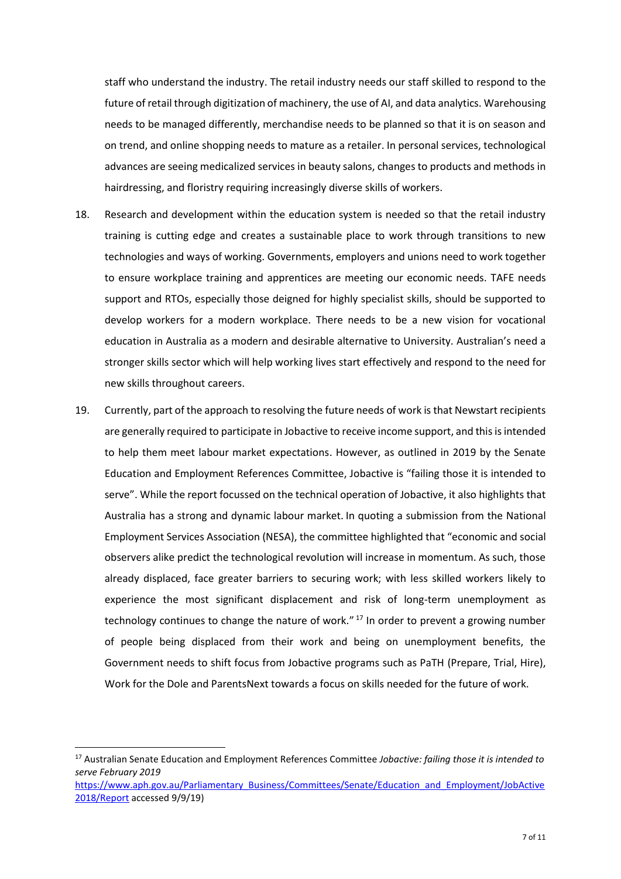staff who understand the industry. The retail industry needs our staff skilled to respond to the future of retail through digitization of machinery, the use of AI, and data analytics. Warehousing needs to be managed differently, merchandise needs to be planned so that it is on season and on trend, and online shopping needs to mature as a retailer. In personal services, technological advances are seeing medicalized services in beauty salons, changes to products and methods in hairdressing, and floristry requiring increasingly diverse skills of workers.

18. Research and development within the education system is needed so that the retail industry training is cutting edge and creates a sustainable place to work through transitions to new technologies and ways of working. Governments, employers and unions need to work together to ensure workplace training and apprentices are meeting our economic needs. TAFE needs support and RTOs, especially those deigned for highly specialist skills, should be supported to develop workers for a modern workplace. There needs to be a new vision for vocational education in Australia as a modern and desirable alternative to University. Australian's need a stronger skills sector which will help working lives start effectively and respond to the need for new skills throughout careers.

19. Currently, part of the approach to resolving the future needs of work is that Newstart recipients are generally required to participate in Jobactive to receive income support, and this is intended to help them meet labour market expectations. However, as outlined in 2019 by the Senate Education and Employment References Committee, Jobactive is "failing those it is intended to serve". While the report focussed on the technical operation of Jobactive, it also highlights that Australia has a strong and dynamic labour market. In quoting a submission from the National Employment Services Association (NESA), the committee highlighted that "economic and social observers alike predict the technological revolution will increase in momentum. As such, those already displaced, face greater barriers to securing work; with less skilled workers likely to experience the most significant displacement and risk of long-term unemployment as technology continues to change the nature of work." [17] In order to prevent a growing number of people being displaced from their work and being on unemployment benefits, the Government needs to shift focus from Jobactive programs such as PaTH (Prepare, Trial, Hire), Work for the Dole and ParentsNext towards a focus on skills needed for the future of work.

---

[17] Australian Senate Education and Employment References Committee *Jobactive: failing those it is intended to serve February 2019* https://www.aph.gov.au/Parliamentary_Business/Committees/Senate/Education_and_Employment/JobActive2018/Report accessed 9/9/19)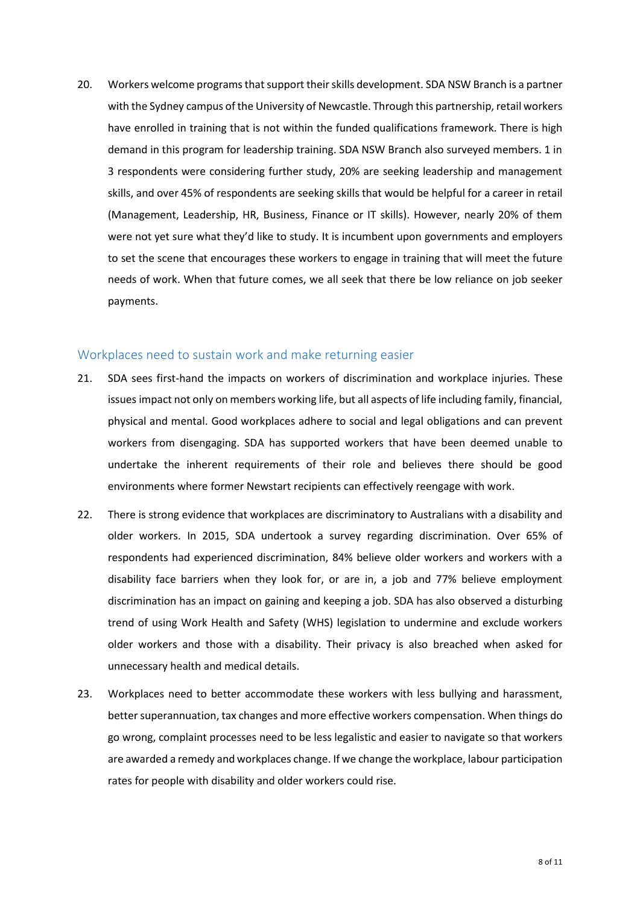20. Workers welcome programs that support their skills development. SDA NSW Branch is a partner with the Sydney campus of the University of Newcastle. Through this partnership, retail workers have enrolled in training that is not within the funded qualifications framework. There is high demand in this program for leadership training. SDA NSW Branch also surveyed members. 1 in 3 respondents were considering further study, 20% are seeking leadership and management skills, and over 45% of respondents are seeking skills that would be helpful for a career in retail (Management, Leadership, HR, Business, Finance or IT skills). However, nearly 20% of them were not yet sure what they'd like to study. It is incumbent upon governments and employers to set the scene that encourages these workers to engage in training that will meet the future needs of work. When that future comes, we all seek that there be low reliance on job seeker payments.

## Workplaces need to sustain work and make returning easier

21. SDA sees first-hand the impacts on workers of discrimination and workplace injuries. These issues impact not only on members working life, but all aspects of life including family, financial, physical and mental. Good workplaces adhere to social and legal obligations and can prevent workers from disengaging. SDA has supported workers that have been deemed unable to undertake the inherent requirements of their role and believes there should be good environments where former Newstart recipients can effectively reengage with work.

22. There is strong evidence that workplaces are discriminatory to Australians with a disability and older workers. In 2015, SDA undertook a survey regarding discrimination. Over 65% of respondents had experienced discrimination, 84% believe older workers and workers with a disability face barriers when they look for, or are in, a job and 77% believe employment discrimination has an impact on gaining and keeping a job. SDA has also observed a disturbing trend of using Work Health and Safety (WHS) legislation to undermine and exclude workers older workers and those with a disability. Their privacy is also breached when asked for unnecessary health and medical details.

23. Workplaces need to better accommodate these workers with less bullying and harassment, better superannuation, tax changes and more effective workers compensation. When things do go wrong, complaint processes need to be less legalistic and easier to navigate so that workers are awarded a remedy and workplaces change. If we change the workplace, labour participation rates for people with disability and older workers could rise.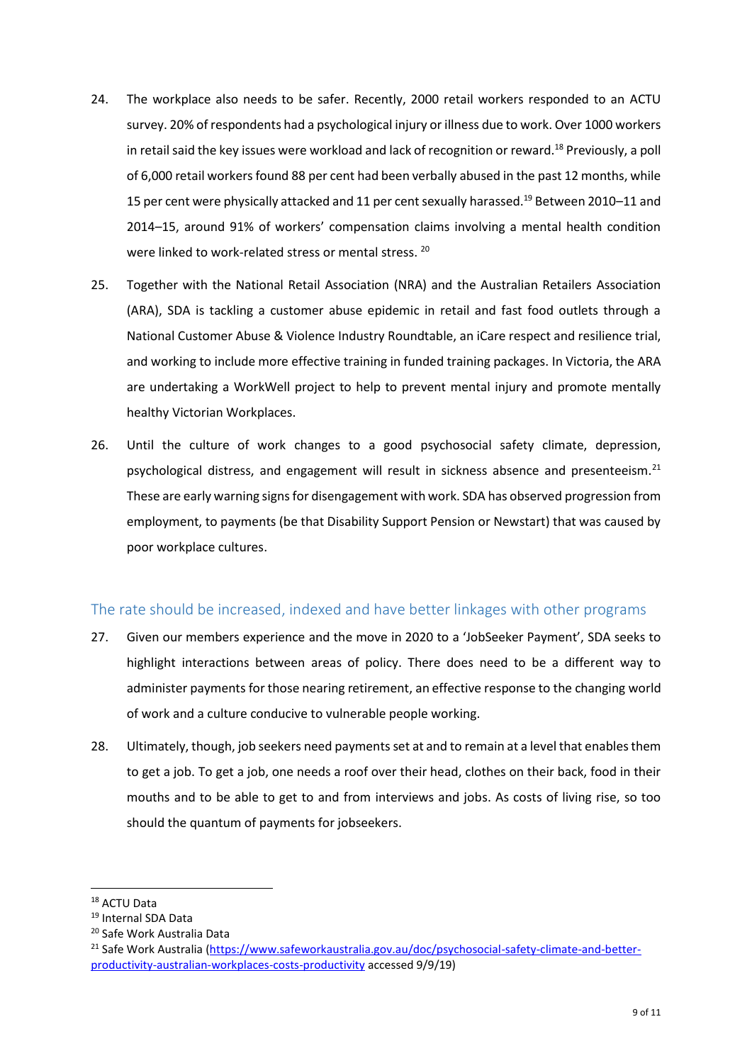24. The workplace also needs to be safer. Recently, 2000 retail workers responded to an ACTU survey. 20% of respondents had a psychological injury or illness due to work. Over 1000 workers in retail said the key issues were workload and lack of recognition or reward.[18] Previously, a poll of 6,000 retail workers found 88 per cent had been verbally abused in the past 12 months, while 15 per cent were physically attacked and 11 per cent sexually harassed.[19] Between 2010–11 and 2014–15, around 91% of workers' compensation claims involving a mental health condition were linked to work-related stress or mental stress. [20]

25. Together with the National Retail Association (NRA) and the Australian Retailers Association (ARA), SDA is tackling a customer abuse epidemic in retail and fast food outlets through a National Customer Abuse & Violence Industry Roundtable, an iCare respect and resilience trial, and working to include more effective training in funded training packages. In Victoria, the ARA are undertaking a WorkWell project to help to prevent mental injury and promote mentally healthy Victorian Workplaces.

26. Until the culture of work changes to a good psychosocial safety climate, depression, psychological distress, and engagement will result in sickness absence and presenteeism.[21] These are early warning signs for disengagement with work. SDA has observed progression from employment, to payments (be that Disability Support Pension or Newstart) that was caused by poor workplace cultures.

## The rate should be increased, indexed and have better linkages with other programs

27. Given our members experience and the move in 2020 to a 'JobSeeker Payment', SDA seeks to highlight interactions between areas of policy. There does need to be a different way to administer payments for those nearing retirement, an effective response to the changing world of work and a culture conducive to vulnerable people working.

28. Ultimately, though, job seekers need payments set at and to remain at a level that enables them to get a job. To get a job, one needs a roof over their head, clothes on their back, food in their mouths and to be able to get to and from interviews and jobs. As costs of living rise, so too should the quantum of payments for jobseekers.

---

[18] ACTU Data

[19] Internal SDA Data

[20] Safe Work Australia Data

[21] Safe Work Australia (https://www.safeworkaustralia.gov.au/doc/psychosocial-safety-climate-and-better-productivity-australian-workplaces-costs-productivity accessed 9/9/19)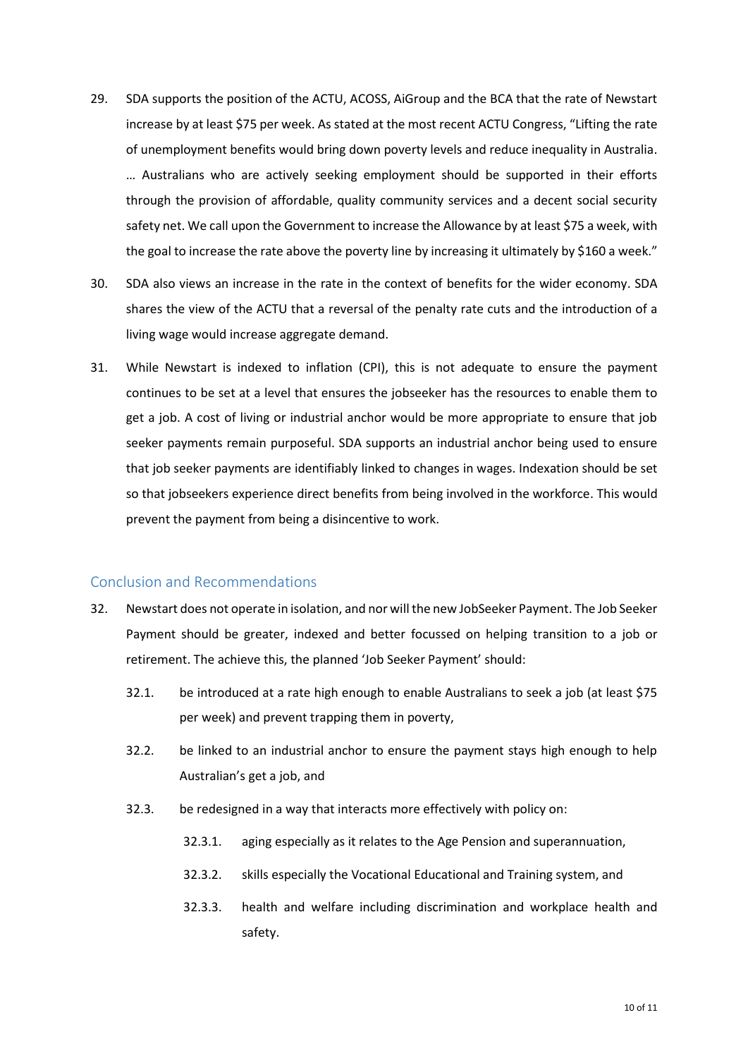29. SDA supports the position of the ACTU, ACOSS, AiGroup and the BCA that the rate of Newstart increase by at least $75 per week. As stated at the most recent ACTU Congress, "Lifting the rate of unemployment benefits would bring down poverty levels and reduce inequality in Australia. … Australians who are actively seeking employment should be supported in their efforts through the provision of affordable, quality community services and a decent social security safety net. We call upon the Government to increase the Allowance by at least $75 a week, with the goal to increase the rate above the poverty line by increasing it ultimately by $160 a week."

30. SDA also views an increase in the rate in the context of benefits for the wider economy. SDA shares the view of the ACTU that a reversal of the penalty rate cuts and the introduction of a living wage would increase aggregate demand.

31. While Newstart is indexed to inflation (CPI), this is not adequate to ensure the payment continues to be set at a level that ensures the jobseeker has the resources to enable them to get a job. A cost of living or industrial anchor would be more appropriate to ensure that job seeker payments remain purposeful. SDA supports an industrial anchor being used to ensure that job seeker payments are identifiably linked to changes in wages. Indexation should be set so that jobseekers experience direct benefits from being involved in the workforce. This would prevent the payment from being a disincentive to work.

## Conclusion and Recommendations

32. Newstart does not operate in isolation, and nor will the new JobSeeker Payment. The Job Seeker Payment should be greater, indexed and better focussed on helping transition to a job or retirement. The achieve this, the planned 'Job Seeker Payment' should:

    32.1. be introduced at a rate high enough to enable Australians to seek a job (at least $75 per week) and prevent trapping them in poverty,

    32.2. be linked to an industrial anchor to ensure the payment stays high enough to help Australian's get a job, and

    32.3. be redesigned in a way that interacts more effectively with policy on:

        32.3.1. aging especially as it relates to the Age Pension and superannuation,

        32.3.2. skills especially the Vocational Educational and Training system, and

        32.3.3. health and welfare including discrimination and workplace health and safety.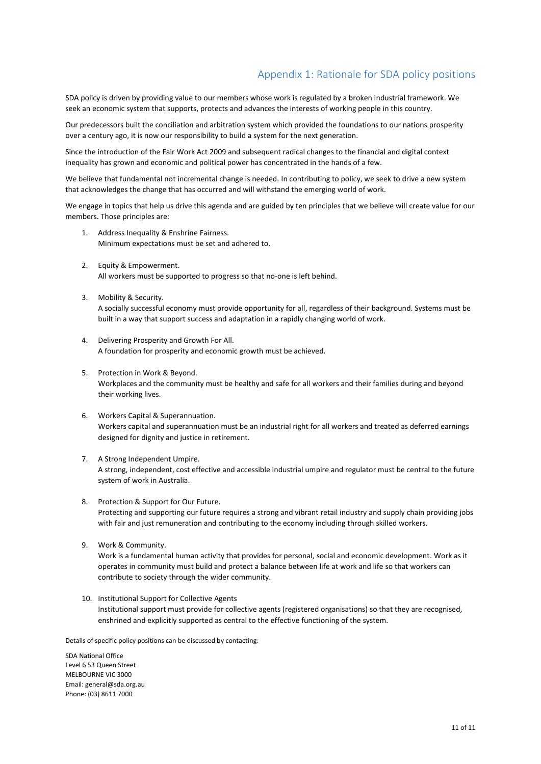# Appendix 1: Rationale for SDA policy positions

SDA policy is driven by providing value to our members whose work is regulated by a broken industrial framework. We seek an economic system that supports, protects and advances the interests of working people in this country.

Our predecessors built the conciliation and arbitration system which provided the foundations to our nations prosperity over a century ago, it is now our responsibility to build a system for the next generation.

Since the introduction of the Fair Work Act 2009 and subsequent radical changes to the financial and digital context inequality has grown and economic and political power has concentrated in the hands of a few.

We believe that fundamental not incremental change is needed. In contributing to policy, we seek to drive a new system that acknowledges the change that has occurred and will withstand the emerging world of work.

We engage in topics that help us drive this agenda and are guided by ten principles that we believe will create value for our members. Those principles are:

1. Address Inequality & Enshrine Fairness.
   Minimum expectations must be set and adhered to.

2. Equity & Empowerment.
   All workers must be supported to progress so that no-one is left behind.

3. Mobility & Security.
   A socially successful economy must provide opportunity for all, regardless of their background. Systems must be built in a way that support success and adaptation in a rapidly changing world of work.

4. Delivering Prosperity and Growth For All.
   A foundation for prosperity and economic growth must be achieved.

5. Protection in Work & Beyond.
   Workplaces and the community must be healthy and safe for all workers and their families during and beyond their working lives.

6. Workers Capital & Superannuation.
   Workers capital and superannuation must be an industrial right for all workers and treated as deferred earnings designed for dignity and justice in retirement.

7. A Strong Independent Umpire.
   A strong, independent, cost effective and accessible industrial umpire and regulator must be central to the future system of work in Australia.

8. Protection & Support for Our Future.
   Protecting and supporting our future requires a strong and vibrant retail industry and supply chain providing jobs with fair and just remuneration and contributing to the economy including through skilled workers.

9. Work & Community.
   Work is a fundamental human activity that provides for personal, social and economic development. Work as it operates in community must build and protect a balance between life at work and life so that workers can contribute to society through the wider community.

10. Institutional Support for Collective Agents
    Institutional support must provide for collective agents (registered organisations) so that they are recognised, enshrined and explicitly supported as central to the effective functioning of the system.

Details of specific policy positions can be discussed by contacting:

SDA National Office
Level 6 53 Queen Street
MELBOURNE VIC 3000
Email: general@sda.org.au
Phone: (03) 8611 7000